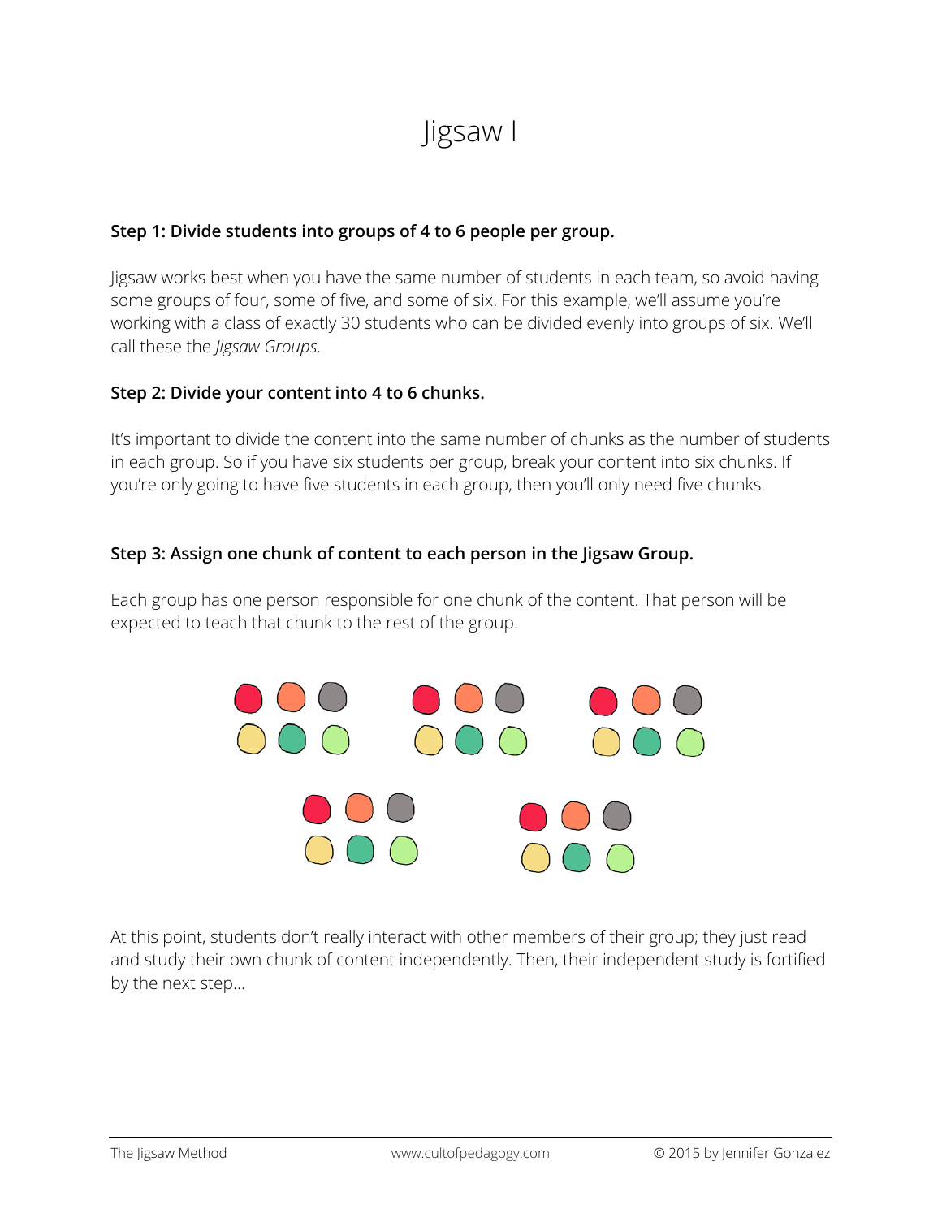# Jigsaw I

**Step 1: Divide students into groups of 4 to 6 people per group.**

Jigsaw works best when you have the same number of students in each team, so avoid having some groups of four, some of five, and some of six. For this example, we'll assume you're working with a class of exactly 30 students who can be divided evenly into groups of six. We'll call these the *Jigsaw Groups.*

**Step 2: Divide your content into 4 to 6 chunks.**

It's important to divide the content into the same number of chunks as the number of students in each group. So if you have six students per group, break your content into six chunks. If you're only going to have five students in each group, then you'll only need five chunks.

**Step 3: Assign one chunk of content to each person in the Jigsaw Group.**

Each group has one person responsible for one chunk of the content. That person will be expected to teach that chunk to the rest of the group.

At this point, students don't really interact with other members of their group; they just read and study their own chunk of content independently. Then, their independent study is fortified by the next step...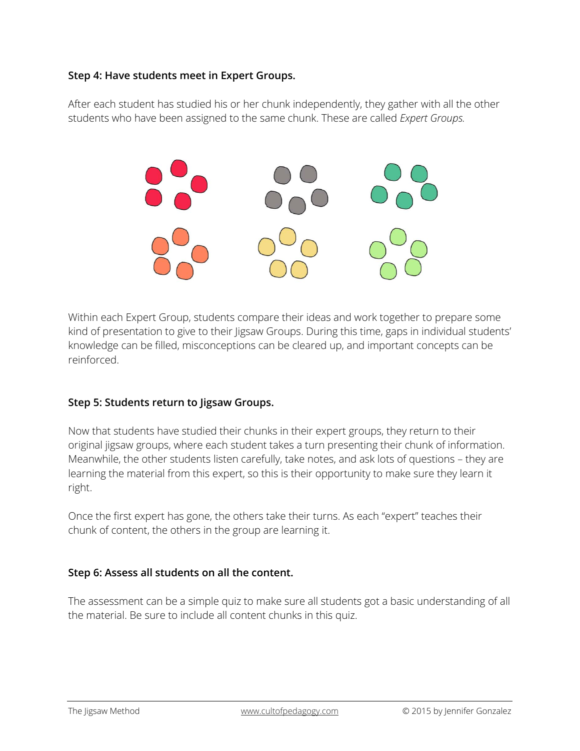**Step 4: Have students meet in Expert Groups.**

After each student has studied his or her chunk independently, they gather with all the other students who have been assigned to the same chunk. These are called *Expert Groups.*

Within each Expert Group, students compare their ideas and work together to prepare some kind of presentation to give to their Jigsaw Groups. During this time, gaps in individual students' knowledge can be filled, misconceptions can be cleared up, and important concepts can be reinforced.

**Step 5: Students return to Jigsaw Groups.**

Now that students have studied their chunks in their expert groups, they return to their original jigsaw groups, where each student takes a turn presenting their chunk of information. Meanwhile, the other students listen carefully, take notes, and ask lots of questions – they are learning the material from this expert, so this is their opportunity to make sure they learn it right.

Once the first expert has gone, the others take their turns. As each "expert" teaches their chunk of content, the others in the group are learning it.

**Step 6: Assess all students on all the content.**

The assessment can be a simple quiz to make sure all students got a basic understanding of all the material. Be sure to include all content chunks in this quiz.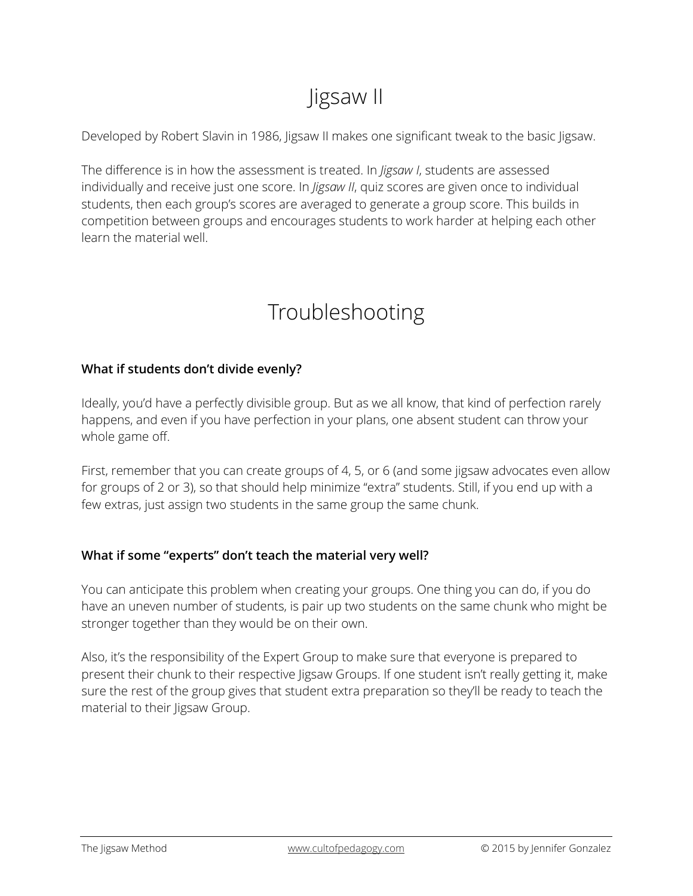# Jigsaw II

Developed by Robert Slavin in 1986, Jigsaw II makes one significant tweak to the basic Jigsaw.

The difference is in how the assessment is treated. In *Jigsaw I*, students are assessed individually and receive just one score. In *Jigsaw II*, quiz scores are given once to individual students, then each group's scores are averaged to generate a group score. This builds in competition between groups and encourages students to work harder at helping each other learn the material well.

# Troubleshooting

**What if students don't divide evenly?**

Ideally, you'd have a perfectly divisible group. But as we all know, that kind of perfection rarely happens, and even if you have perfection in your plans, one absent student can throw your whole game off.

First, remember that you can create groups of 4, 5, or 6 (and some jigsaw advocates even allow for groups of 2 or 3), so that should help minimize "extra" students. Still, if you end up with a few extras, just assign two students in the same group the same chunk.

**What if some "experts" don't teach the material very well?**

You can anticipate this problem when creating your groups. One thing you can do, if you do have an uneven number of students, is pair up two students on the same chunk who might be stronger together than they would be on their own.

Also, it's the responsibility of the Expert Group to make sure that everyone is prepared to present their chunk to their respective Jigsaw Groups. If one student isn't really getting it, make sure the rest of the group gives that student extra preparation so they'll be ready to teach the material to their Jigsaw Group.